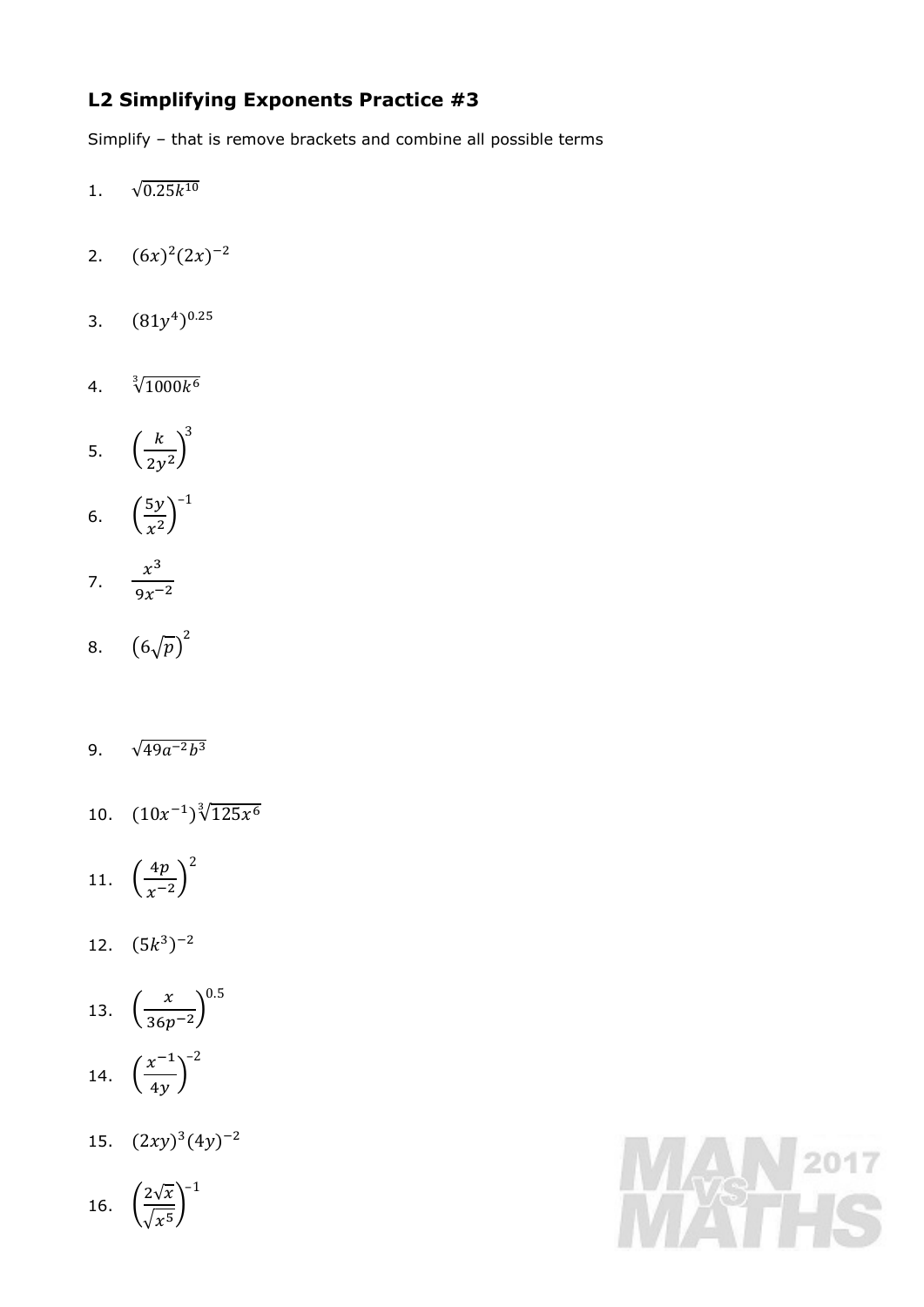## L2 Simplifying Exponents Practice #3

Simplify – that is remove brackets and combine all possible terms

1. $\sqrt{0.25k^{10}}$

2. $(6x)^2(2x)^{-2}$

3. $(81y^4)^{0.25}$

4. $\sqrt[3]{1000k^6}$

5. $\left(\frac{k}{2y^2}\right)^3$

6. $\left(\frac{5y}{x^2}\right)^{-1}$

7. $\frac{x^3}{9x^{-2}}$

8. $\left(6\sqrt{p}\right)^2$

9. $\sqrt{49a^{-2}b^3}$

10. $(10x^{-1})\sqrt[3]{125x^6}$

11. $\left(\frac{4p}{x^{-2}}\right)^2$

12. $(5k^3)^{-2}$

13. $\left(\frac{x}{36p^{-2}}\right)^{0.5}$

14. $\left(\frac{x^{-1}}{4y}\right)^{-2}$

15. $(2xy)^3(4y)^{-2}$

16. $\left(\frac{2\sqrt{x}}{\sqrt{x^5}}\right)^{-1}$

MAN VS MATHS 2017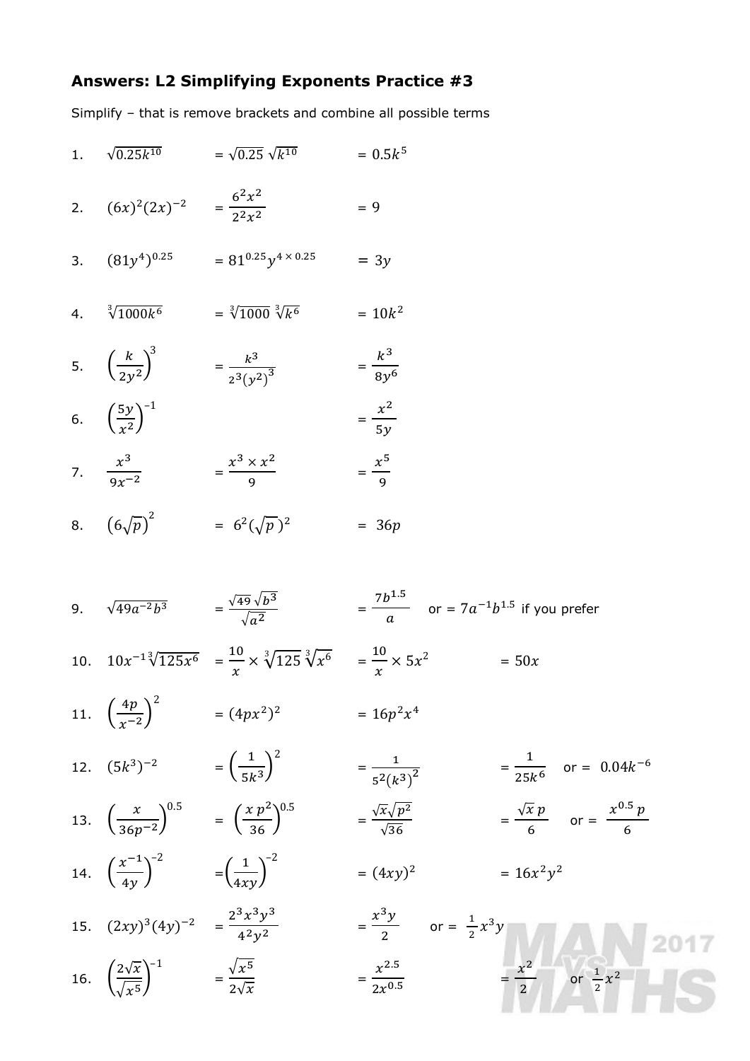**Answers: L2 Simplifying Exponents Practice #3**

Simplify – that is remove brackets and combine all possible terms

1. $\sqrt{0.25k^{10}}$ $= \sqrt{0.25}\,\sqrt{k^{10}}$ $= 0.5k^5$

2. $(6x)^2(2x)^{-2}$ $= \dfrac{6^2x^2}{2^2x^2}$ $= 9$

3. $(81y^4)^{0.25}$ $= 81^{0.25}y^{4\times 0.25}$ $= 3y$

4. $\sqrt[3]{1000k^6}$ $= \sqrt[3]{1000}\,\sqrt[3]{k^6}$ $= 10k^2$

5. $\left(\dfrac{k}{2y^2}\right)^3$ $= \dfrac{k^3}{2^3(y^2)^3}$ $= \dfrac{k^3}{8y^6}$

6. $\left(\dfrac{5y}{x^2}\right)^{-1}$ $= \dfrac{x^2}{5y}$

7. $\dfrac{x^3}{9x^{-2}}$ $= \dfrac{x^3\times x^2}{9}$ $= \dfrac{x^5}{9}$

8. $\left(6\sqrt{p}\right)^2$ $= 6^2(\sqrt{p})^2$ $= 36p$

9. $\sqrt{49a^{-2}b^3}$ $= \dfrac{\sqrt{49}\,\sqrt{b^3}}{\sqrt{a^2}}$ $= \dfrac{7b^{1.5}}{a}$ or $= 7a^{-1}b^{1.5}$ if you prefer

10. $10x^{-1}\sqrt[3]{125x^6}$ $= \dfrac{10}{x}\times\sqrt[3]{125}\,\sqrt[3]{x^6}$ $= \dfrac{10}{x}\times 5x^2$ $= 50x$

11. $\left(\dfrac{4p}{x^{-2}}\right)^2$ $= (4px^2)^2$ $= 16p^2x^4$

12. $(5k^3)^{-2}$ $= \left(\dfrac{1}{5k^3}\right)^2$ $= \dfrac{1}{5^2(k^3)^2}$ $= \dfrac{1}{25k^6}$ or $= 0.04k^{-6}$

13. $\left(\dfrac{x}{36p^{-2}}\right)^{0.5}$ $= \left(\dfrac{x\,p^2}{36}\right)^{0.5}$ $= \dfrac{\sqrt{x}\sqrt{p^2}}{\sqrt{36}}$ $= \dfrac{\sqrt{x}\,p}{6}$ or $= \dfrac{x^{0.5}\,p}{6}$

14. $\left(\dfrac{x^{-1}}{4y}\right)^{-2}$ $= \left(\dfrac{1}{4xy}\right)^{-2}$ $= (4xy)^2$ $= 16x^2y^2$

15. $(2xy)^3(4y)^{-2}$ $= \dfrac{2^3x^3y^3}{4^2y^2}$ $= \dfrac{x^3y}{2}$ or $= \frac{1}{2}x^3y$

16. $\left(\dfrac{2\sqrt{x}}{\sqrt{x^5}}\right)^{-1}$ $= \dfrac{\sqrt{x^5}}{2\sqrt{x}}$ $= \dfrac{x^{2.5}}{2x^{0.5}}$ $= \dfrac{x^2}{2}$ or $\frac{1}{2}x^2$